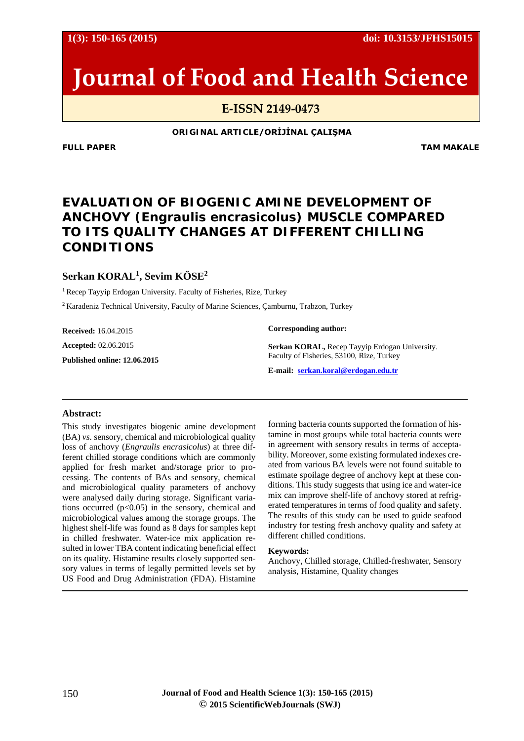# Journal of Food and Health Science

**E-ISSN 2149-0473**

**ORIGINAL ARTICLE/ORİJİNAL ÇALIŞMA**

**FULL PAPER** **TAM MAKALE**

## EVALUATION OF BIOGENIC AMINE DEVELOPMENT OF ANCHOVY (*Engraulis encrasicolus*) MUSCLE COMPARED TO ITS QUALITY CHANGES AT DIFFERENT CHILLING CONDITIONS

**Serkan KORAL[1], Sevim KÖSE[2]**

[1] Recep Tayyip Erdogan University. Faculty of Fisheries, Rize, Turkey

[2] Karadeniz Technical University, Faculty of Marine Sciences, Çamburnu, Trabzon, Turkey

**Received:** 16.04.2015

**Accepted:** 02.06.2015

**Published online: 12.06.2015**

**Corresponding author:**

**Serkan KORAL,** Recep Tayyip Erdogan University. Faculty of Fisheries, 53100, Rize, Turkey

**E-mail:** serkan.koral@erdogan.edu.tr

**Abstract:**

This study investigates biogenic amine development (BA) *vs.* sensory, chemical and microbiological quality loss of anchovy (*Engraulis encrasicolus*) at three different chilled storage conditions which are commonly applied for fresh market and/storage prior to processing. The contents of BAs and sensory, chemical and microbiological quality parameters of anchovy were analysed daily during storage. Significant variations occurred ($p<0.05$) in the sensory, chemical and microbiological values among the storage groups. The highest shelf-life was found as 8 days for samples kept in chilled freshwater. Water-ice mix application resulted in lower TBA content indicating beneficial effect on its quality. Histamine results closely supported sensory values in terms of legally permitted levels set by US Food and Drug Administration (FDA). Histamine forming bacteria counts supported the formation of histamine in most groups while total bacteria counts were in agreement with sensory results in terms of acceptability. Moreover, some existing formulated indexes created from various BA levels were not found suitable to estimate spoilage degree of anchovy kept at these conditions. This study suggests that using ice and water-ice mix can improve shelf-life of anchovy stored at refrigerated temperatures in terms of food quality and safety. The results of this study can be used to guide seafood industry for testing fresh anchovy quality and safety at different chilled conditions.

**Keywords:**

Anchovy, Chilled storage, Chilled-freshwater, Sensory analysis, Histamine, Quality changes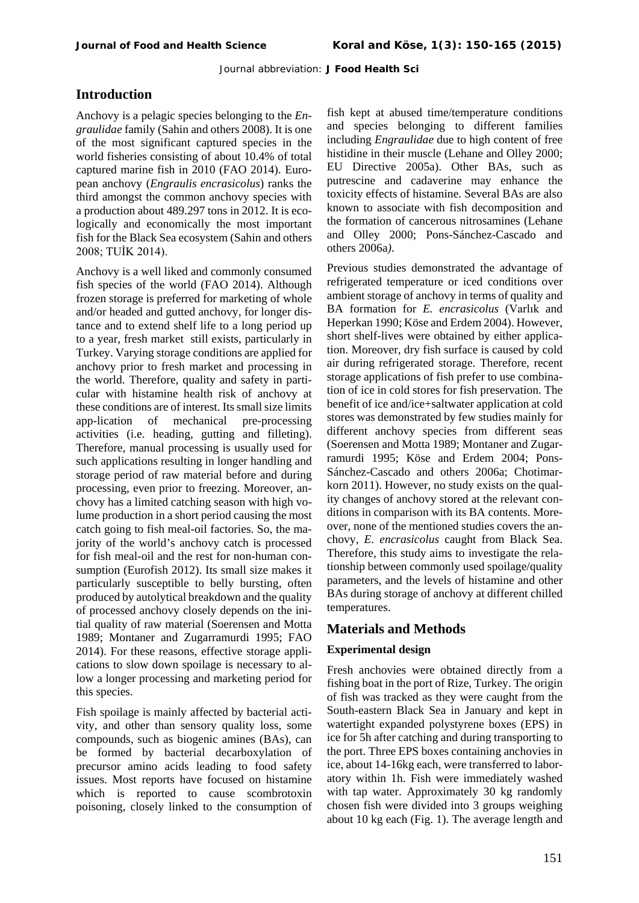## Introduction

Anchovy is a pelagic species belonging to the *Engraulidae* family (Sahin and others 2008). It is one of the most significant captured species in the world fisheries consisting of about 10.4% of total captured marine fish in 2010 (FAO 2014). European anchovy (*Engraulis encrasicolus*) ranks the third amongst the common anchovy species with a production about 489.297 tons in 2012. It is ecologically and economically the most important fish for the Black Sea ecosystem (Sahin and others 2008; TUİK 2014).

Anchovy is a well liked and commonly consumed fish species of the world (FAO 2014). Although frozen storage is preferred for marketing of whole and/or headed and gutted anchovy, for longer distance and to extend shelf life to a long period up to a year, fresh market still exists, particularly in Turkey. Varying storage conditions are applied for anchovy prior to fresh market and processing in the world. Therefore, quality and safety in particular with histamine health risk of anchovy at these conditions are of interest. Its small size limits app-lication of mechanical pre-processing activities (i.e. heading, gutting and filleting). Therefore, manual processing is usually used for such applications resulting in longer handling and storage period of raw material before and during processing, even prior to freezing. Moreover, anchovy has a limited catching season with high volume production in a short period causing the most catch going to fish meal-oil factories. So, the majority of the world's anchovy catch is processed for fish meal-oil and the rest for non-human consumption (Eurofish 2012). Its small size makes it particularly susceptible to belly bursting, often produced by autolytical breakdown and the quality of processed anchovy closely depends on the initial quality of raw material (Soerensen and Motta 1989; Montaner and Zugarramurdi 1995; FAO 2014). For these reasons, effective storage applications to slow down spoilage is necessary to allow a longer processing and marketing period for this species.

Fish spoilage is mainly affected by bacterial activity, and other than sensory quality loss, some compounds, such as biogenic amines (BAs), can be formed by bacterial decarboxylation of precursor amino acids leading to food safety issues. Most reports have focused on histamine which is reported to cause scombrotoxin poisoning, closely linked to the consumption of fish kept at abused time/temperature conditions and species belonging to different families including *Engraulidae* due to high content of free histidine in their muscle (Lehane and Olley 2000; EU Directive 2005a). Other BAs, such as putrescine and cadaverine may enhance the toxicity effects of histamine. Several BAs are also known to associate with fish decomposition and the formation of cancerous nitrosamines (Lehane and Olley 2000; Pons-Sánchez-Cascado and others 2006a).

Previous studies demonstrated the advantage of refrigerated temperature or iced conditions over ambient storage of anchovy in terms of quality and BA formation for *E. encrasicolus* (Varlık and Heperkan 1990; Köse and Erdem 2004). However, short shelf-lives were obtained by either application. Moreover, dry fish surface is caused by cold air during refrigerated storage. Therefore, recent storage applications of fish prefer to use combination of ice in cold stores for fish preservation. The benefit of ice and/ice+saltwater application at cold stores was demonstrated by few studies mainly for different anchovy species from different seas (Soerensen and Motta 1989; Montaner and Zugarramurdi 1995; Köse and Erdem 2004; Pons-Sánchez-Cascado and others 2006a; Chotimarkorn 2011). However, no study exists on the quality changes of anchovy stored at the relevant conditions in comparison with its BA contents. Moreover, none of the mentioned studies covers the anchovy, *E. encrasicolus* caught from Black Sea. Therefore, this study aims to investigate the relationship between commonly used spoilage/quality parameters, and the levels of histamine and other BAs during storage of anchovy at different chilled temperatures.

## Materials and Methods

### Experimental design

Fresh anchovies were obtained directly from a fishing boat in the port of Rize, Turkey. The origin of fish was tracked as they were caught from the South-eastern Black Sea in January and kept in watertight expanded polystyrene boxes (EPS) in ice for 5h after catching and during transporting to the port. Three EPS boxes containing anchovies in ice, about 14-16kg each, were transferred to laboratory within 1h. Fish were immediately washed with tap water. Approximately 30 kg randomly chosen fish were divided into 3 groups weighing about 10 kg each (Fig. 1). The average length and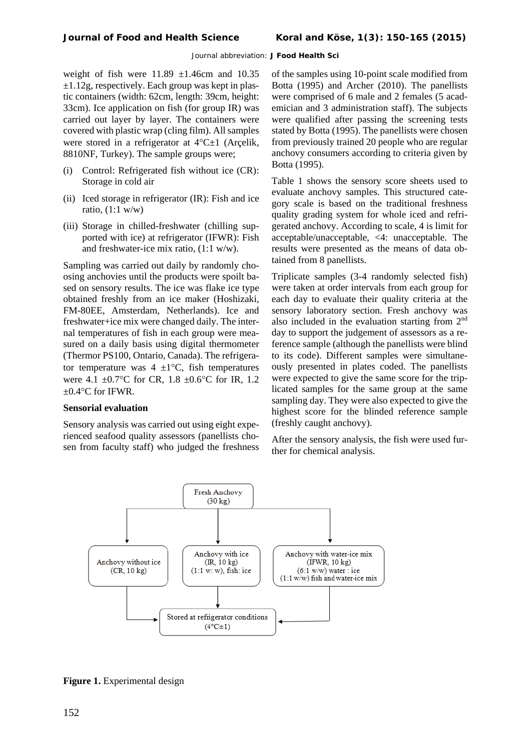weight of fish were 11.89 ±1.46cm and 10.35 ±1.12g, respectively. Each group was kept in plastic containers (width: 62cm, length: 39cm, height: 33cm). Ice application on fish (for group IR) was carried out layer by layer. The containers were covered with plastic wrap (cling film). All samples were stored in a refrigerator at 4°C±1 (Arçelik, 8810NF, Turkey). The sample groups were;

(i) Control: Refrigerated fish without ice (CR): Storage in cold air

(ii) Iced storage in refrigerator (IR): Fish and ice ratio, (1:1 w/w)

(iii) Storage in chilled-freshwater (chilling supported with ice) at refrigerator (IFWR): Fish and freshwater-ice mix ratio, (1:1 w/w).

Sampling was carried out daily by randomly choosing anchovies until the products were spoilt based on sensory results. The ice was flake ice type obtained freshly from an ice maker (Hoshizaki, FM-80EE, Amsterdam, Netherlands). Ice and freshwater+ice mix were changed daily. The internal temperatures of fish in each group were measured on a daily basis using digital thermometer (Thermor PS100, Ontario, Canada). The refrigerator temperature was 4 ±1°C, fish temperatures were 4.1 ±0.7°C for CR, 1.8 ±0.6°C for IR, 1.2 ±0.4°C for IFWR.

**Sensorial evaluation**

Sensory analysis was carried out using eight experienced seafood quality assessors (panellists chosen from faculty staff) who judged the freshness of the samples using 10-point scale modified from Botta (1995) and Archer (2010). The panellists were comprised of 6 male and 2 females (5 academician and 3 administration staff). The subjects were qualified after passing the screening tests stated by Botta (1995). The panellists were chosen from previously trained 20 people who are regular anchovy consumers according to criteria given by Botta (1995).

Table 1 shows the sensory score sheets used to evaluate anchovy samples. This structured category scale is based on the traditional freshness quality grading system for whole iced and refrigerated anchovy. According to scale, 4 is limit for acceptable/unacceptable, <4: unacceptable. The results were presented as the means of data obtained from 8 panellists.

Triplicate samples (3-4 randomly selected fish) were taken at order intervals from each group for each day to evaluate their quality criteria at the sensory laboratory section. Fresh anchovy was also included in the evaluation starting from 2nd day to support the judgement of assessors as a reference sample (although the panellists were blind to its code). Different samples were simultaneously presented in plates coded. The panellists were expected to give the same score for the triplicated samples for the same group at the same sampling day. They were also expected to give the highest score for the blinded reference sample (freshly caught anchovy).

After the sensory analysis, the fish were used further for chemical analysis.

Fresh Anchovy (30 kg)

- Anchovy without ice (CR, 10 kg)
- Anchovy with ice (IR, 10 kg) (1:1 w: w), fish: ice
- Anchovy with water-ice mix (IFWR, 10 kg) (6:1 w/w) water : ice (1:1 w/w) fish and water-ice mix

Stored at refrigerator conditions (4°C±1)

**Figure 1.** Experimental design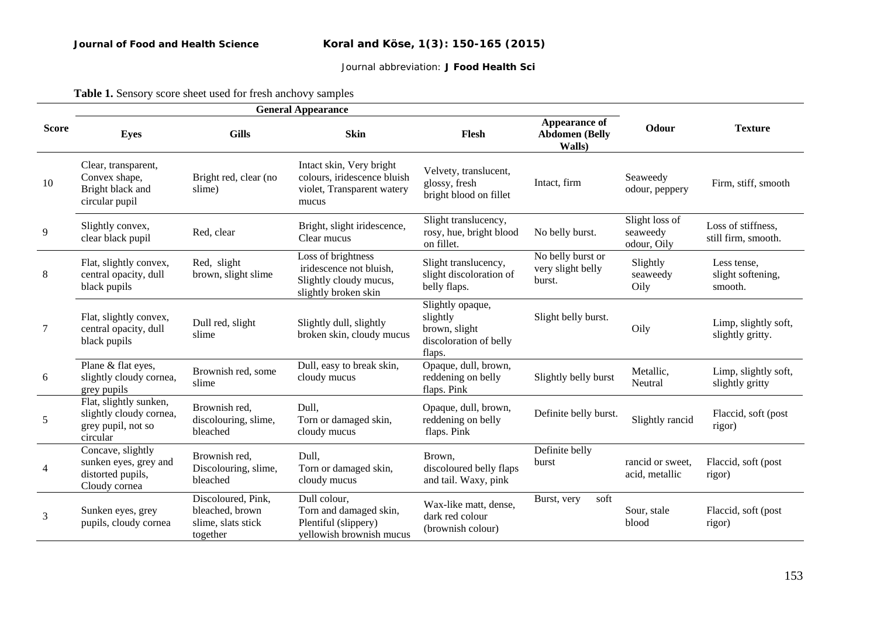**Table 1.** Sensory score sheet used for fresh anchovy samples

| Score | General Appearance | | | | | Odour | Texture |
|---|---|---|---|---|---|---|---|
| | Eyes | Gills | Skin | Flesh | Appearance of Abdomen (Belly Walls) | | |
| 10 | Clear, transparent, Convex shape, Bright black and circular pupil | Bright red, clear (no slime) | Intact skin, Very bright colours, iridescence bluish violet, Transparent watery mucus | Velvety, translucent, glossy, fresh bright blood on fillet | Intact, firm | Seaweedy odour, peppery | Firm, stiff, smooth |
| 9 | Slightly convex, clear black pupil | Red, clear | Bright, slight iridescence, Clear mucus | Slight translucency, rosy, hue, bright blood on fillet. | No belly burst. | Slight loss of seaweedy odour, Oily | Loss of stiffness, still firm, smooth. |
| 8 | Flat, slightly convex, central opacity, dull black pupils | Red, slight brown, slight slime | Loss of brightness iridescence not bluish, Slightly cloudy mucus, slightly broken skin | Slight translucency, slight discoloration of belly flaps. | No belly burst or very slight belly burst. | Slightly seaweedy Oily | Less tense, slight softening, smooth. |
| 7 | Flat, slightly convex, central opacity, dull black pupils | Dull red, slight slime | Slightly dull, slightly broken skin, cloudy mucus | Slightly opaque, slightly brown, slight discoloration of belly flaps. | Slight belly burst. | Oily | Limp, slightly soft, slightly gritty. |
| 6 | Plane & flat eyes, slightly cloudy cornea, grey pupils | Brownish red, some slime | Dull, easy to break skin, cloudy mucus | Opaque, dull, brown, reddening on belly flaps. Pink | Slightly belly burst | Metallic, Neutral | Limp, slightly soft, slightly gritty |
| 5 | Flat, slightly sunken, slightly cloudy cornea, grey pupil, not so circular | Brownish red, discolouring, slime, bleached | Dull, Torn or damaged skin, cloudy mucus | Opaque, dull, brown, reddening on belly flaps. Pink | Definite belly burst. | Slightly rancid | Flaccid, soft (post rigor) |
| 4 | Concave, slightly sunken eyes, grey and distorted pupils, Cloudy cornea | Brownish red, Discolouring, slime, bleached | Dull, Torn or damaged skin, cloudy mucus | Brown, discoloured belly flaps and tail. Waxy, pink | Definite belly burst | rancid or sweet, acid, metallic | Flaccid, soft (post rigor) |
| 3 | Sunken eyes, grey pupils, cloudy cornea | Discoloured, Pink, bleached, brown slime, slats stick together | Dull colour, Torn and damaged skin, Plentiful (slippery) yellowish brownish mucus | Wax-like matt, dense, dark red colour (brownish colour) | Burst, very soft | Sour, stale blood | Flaccid, soft (post rigor) |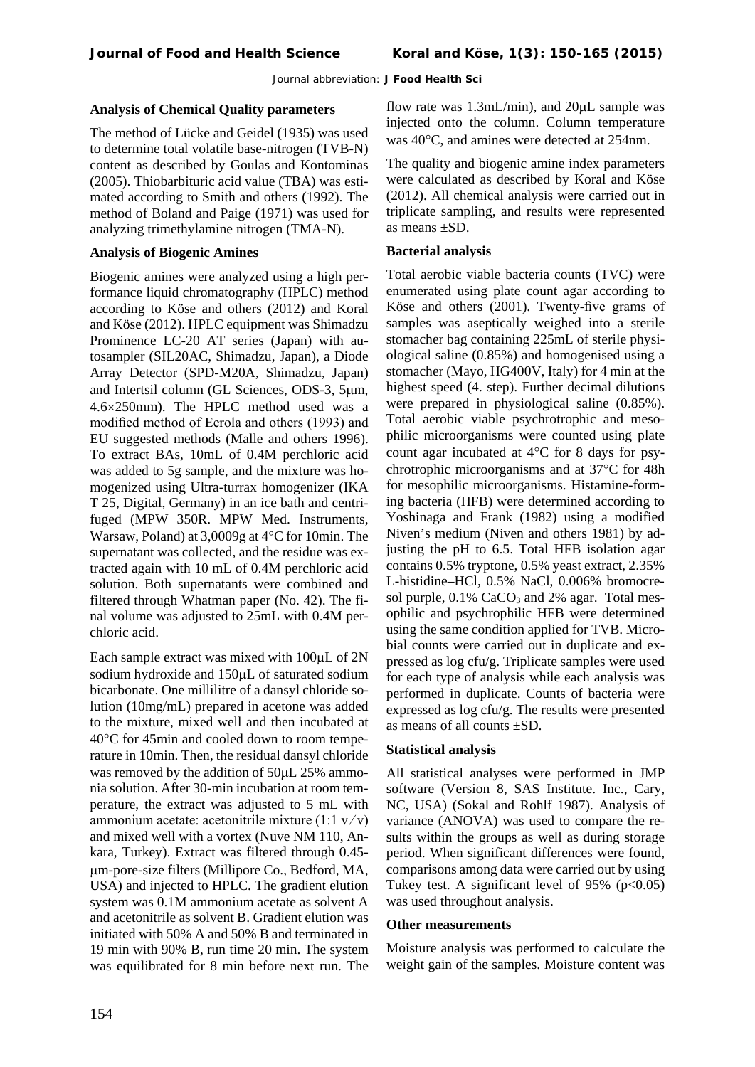### Analysis of Chemical Quality parameters

The method of Lücke and Geidel (1935) was used to determine total volatile base-nitrogen (TVB-N) content as described by Goulas and Kontominas (2005). Thiobarbituric acid value (TBA) was estimated according to Smith and others (1992). The method of Boland and Paige (1971) was used for analyzing trimethylamine nitrogen (TMA-N).

### Analysis of Biogenic Amines

Biogenic amines were analyzed using a high performance liquid chromatography (HPLC) method according to Köse and others (2012) and Koral and Köse (2012). HPLC equipment was Shimadzu Prominence LC-20 AT series (Japan) with autosampler (SIL20AC, Shimadzu, Japan), a Diode Array Detector (SPD-M20A, Shimadzu, Japan) and Intertsil column (GL Sciences, ODS-3, 5μm, 4.6×250mm). The HPLC method used was a modified method of Eerola and others (1993) and EU suggested methods (Malle and others 1996). To extract BAs, 10mL of 0.4M perchloric acid was added to 5g sample, and the mixture was homogenized using Ultra-turrax homogenizer (IKA T 25, Digital, Germany) in an ice bath and centrifuged (MPW 350R. MPW Med. Instruments, Warsaw, Poland) at 3,0009g at 4°C for 10min. The supernatant was collected, and the residue was extracted again with 10 mL of 0.4M perchloric acid solution. Both supernatants were combined and filtered through Whatman paper (No. 42). The final volume was adjusted to 25mL with 0.4M perchloric acid.

Each sample extract was mixed with 100μL of 2N sodium hydroxide and 150μL of saturated sodium bicarbonate. One millilitre of a dansyl chloride solution (10mg/mL) prepared in acetone was added to the mixture, mixed well and then incubated at 40°C for 45min and cooled down to room temperature in 10min. Then, the residual dansyl chloride was removed by the addition of 50μL 25% ammonia solution. After 30-min incubation at room temperature, the extract was adjusted to 5 mL with ammonium acetate: acetonitrile mixture (1:1 v/v) and mixed well with a vortex (Nuve NM 110, Ankara, Turkey). Extract was filtered through 0.45-μm-pore-size filters (Millipore Co., Bedford, MA, USA) and injected to HPLC. The gradient elution system was 0.1M ammonium acetate as solvent A and acetonitrile as solvent B. Gradient elution was initiated with 50% A and 50% B and terminated in 19 min with 90% B, run time 20 min. The system was equilibrated for 8 min before next run. The flow rate was 1.3mL/min), and 20μL sample was injected onto the column. Column temperature was 40°C, and amines were detected at 254nm.

The quality and biogenic amine index parameters were calculated as described by Koral and Köse (2012). All chemical analysis were carried out in triplicate sampling, and results were represented as means ±SD.

### Bacterial analysis

Total aerobic viable bacteria counts (TVC) were enumerated using plate count agar according to Köse and others (2001). Twenty-five grams of samples was aseptically weighed into a sterile stomacher bag containing 225mL of sterile physiological saline (0.85%) and homogenised using a stomacher (Mayo, HG400V, Italy) for 4 min at the highest speed (4. step). Further decimal dilutions were prepared in physiological saline (0.85%). Total aerobic viable psychrotrophic and mesophilic microorganisms were counted using plate count agar incubated at 4°C for 8 days for psychrotrophic microorganisms and at 37°C for 48h for mesophilic microorganisms. Histamine-forming bacteria (HFB) were determined according to Yoshinaga and Frank (1982) using a modified Niven's medium (Niven and others 1981) by adjusting the pH to 6.5. Total HFB isolation agar contains 0.5% tryptone, 0.5% yeast extract, 2.35% L-histidine–HCl, 0.5% NaCl, 0.006% bromocresol purple, 0.1% $CaCO_3$ and 2% agar. Total mesophilic and psychrophilic HFB were determined using the same condition applied for TVB. Microbial counts were carried out in duplicate and expressed as log cfu/g. Triplicate samples were used for each type of analysis while each analysis was performed in duplicate. Counts of bacteria were expressed as log cfu/g. The results were presented as means of all counts ±SD.

### Statistical analysis

All statistical analyses were performed in JMP software (Version 8, SAS Institute. Inc., Cary, NC, USA) (Sokal and Rohlf 1987). Analysis of variance (ANOVA) was used to compare the results within the groups as well as during storage period. When significant differences were found, comparisons among data were carried out by using Tukey test. A significant level of 95% ($p<0.05$) was used throughout analysis.

### Other measurements

Moisture analysis was performed to calculate the weight gain of the samples. Moisture content was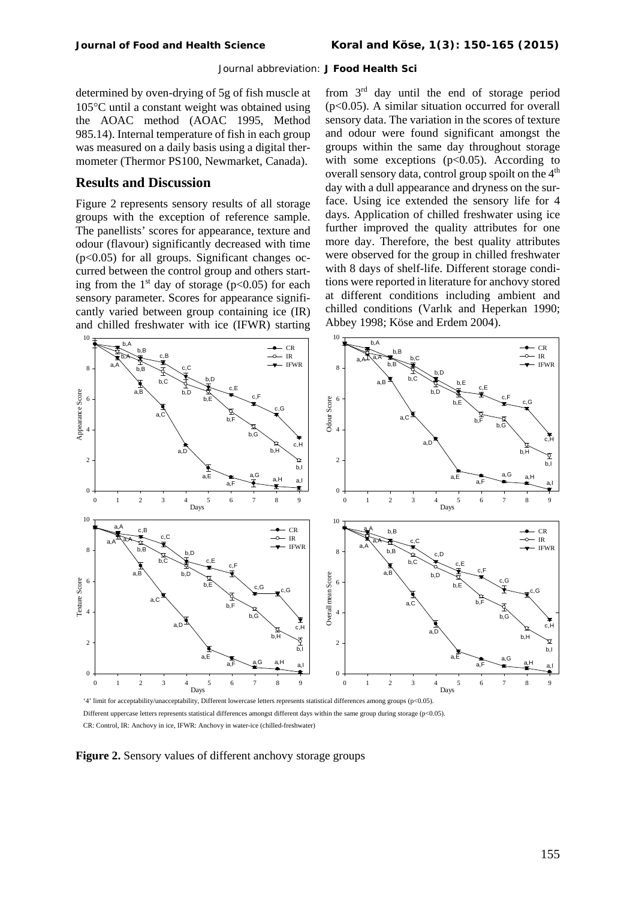determined by oven-drying of 5g of fish muscle at 105°C until a constant weight was obtained using the AOAC method (AOAC 1995, Method 985.14). Internal temperature of fish in each group was measured on a daily basis using a digital thermometer (Thermor PS100, Newmarket, Canada).

## Results and Discussion

Figure 2 represents sensory results of all storage groups with the exception of reference sample. The panellists' scores for appearance, texture and odour (flavour) significantly decreased with time ($p<0.05$) for all groups. Significant changes occurred between the control group and others starting from the 1st day of storage ($p<0.05$) for each sensory parameter. Scores for appearance significantly varied between group containing ice (IR) and chilled freshwater with ice (IFWR) starting from 3rd day until the end of storage period ($p<0.05$). A similar situation occurred for overall sensory data. The variation in the scores of texture and odour were found significant amongst the groups within the same day throughout storage with some exceptions ($p<0.05$). According to overall sensory data, control group spoilt on the 4th day with a dull appearance and dryness on the surface. Using ice extended the sensory life for 4 days. Application of chilled freshwater using ice further improved the quality attributes for one more day. Therefore, the best quality attributes were observed for the group in chilled freshwater with 8 days of shelf-life. Different storage conditions were reported in literature for anchovy stored at different conditions including ambient and chilled conditions (Varlık and Heperkan 1990; Abbey 1998; Köse and Erdem 2004).

'4' limit for acceptability/unacceptability, Different lowercase letters represents statistical differences among groups ($p<0.05$).

Different uppercase letters represents statistical differences amongst different days within the same group during storage ($p<0.05$).

CR: Control, IR: Anchovy in ice, IFWR: Anchovy in water-ice (chilled-freshwater)

**Figure 2.** Sensory values of different anchovy storage groups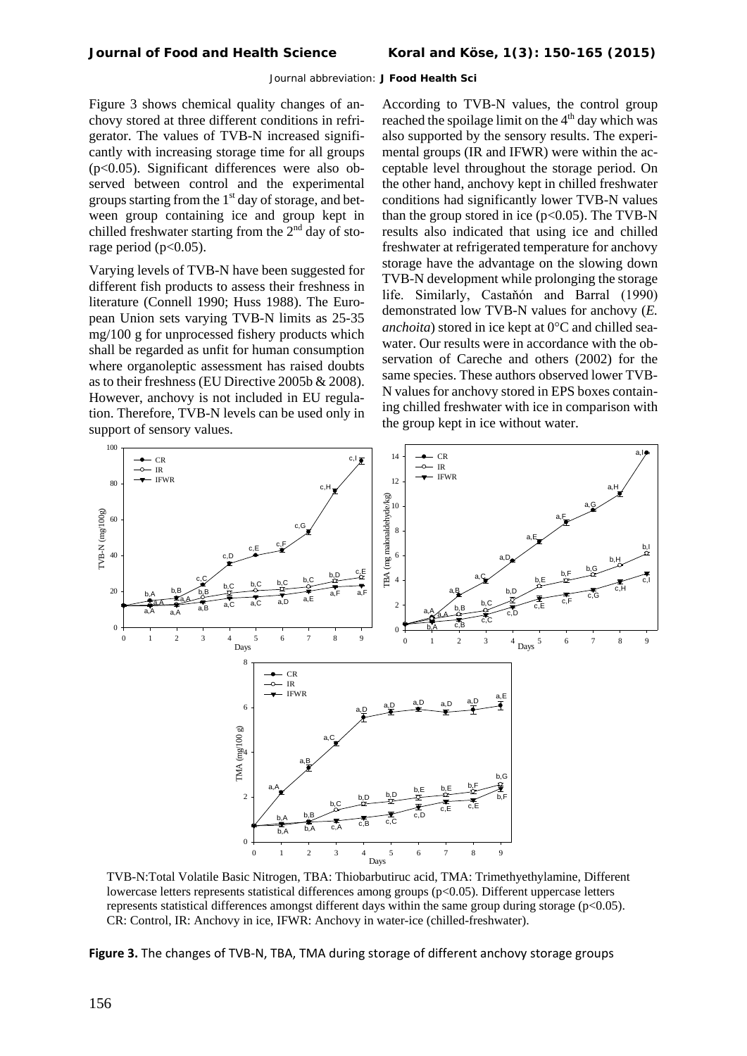Figure 3 shows chemical quality changes of anchovy stored at three different conditions in refrigerator. The values of TVB-N increased significantly with increasing storage time for all groups ($p<0.05$). Significant differences were also observed between control and the experimental groups starting from the 1st day of storage, and between group containing ice and group kept in chilled freshwater starting from the 2nd day of storage period ($p<0.05$).

Varying levels of TVB-N have been suggested for different fish products to assess their freshness in literature (Connell 1990; Huss 1988). The European Union sets varying TVB-N limits as 25-35 mg/100 g for unprocessed fishery products which shall be regarded as unfit for human consumption where organoleptic assessment has raised doubts as to their freshness (EU Directive 2005b & 2008). However, anchovy is not included in EU regulation. Therefore, TVB-N levels can be used only in support of sensory values.

According to TVB-N values, the control group reached the spoilage limit on the 4th day which was also supported by the sensory results. The experimental groups (IR and IFWR) were within the acceptable level throughout the storage period. On the other hand, anchovy kept in chilled freshwater conditions had significantly lower TVB-N values than the group stored in ice ($p<0.05$). The TVB-N results also indicated that using ice and chilled freshwater at refrigerated temperature for anchovy storage have the advantage on the slowing down TVB-N development while prolonging the storage life. Similarly, Castaňón and Barral (1990) demonstrated low TVB-N values for anchovy (*E. anchoita*) stored in ice kept at 0°C and chilled seawater. Our results were in accordance with the observation of Careche and others (2002) for the same species. These authors observed lower TVB-N values for anchovy stored in EPS boxes containing chilled freshwater with ice in comparison with the group kept in ice without water.

TVB-N:Total Volatile Basic Nitrogen, TBA: Thiobarbutiruc acid, TMA: Trimethyethylamine, Different lowercase letters represents statistical differences among groups ($p<0.05$). Different uppercase letters represents statistical differences amongst different days within the same group during storage ($p<0.05$). CR: Control, IR: Anchovy in ice, IFWR: Anchovy in water-ice (chilled-freshwater).

**Figure 3.** The changes of TVB-N, TBA, TMA during storage of different anchovy storage groups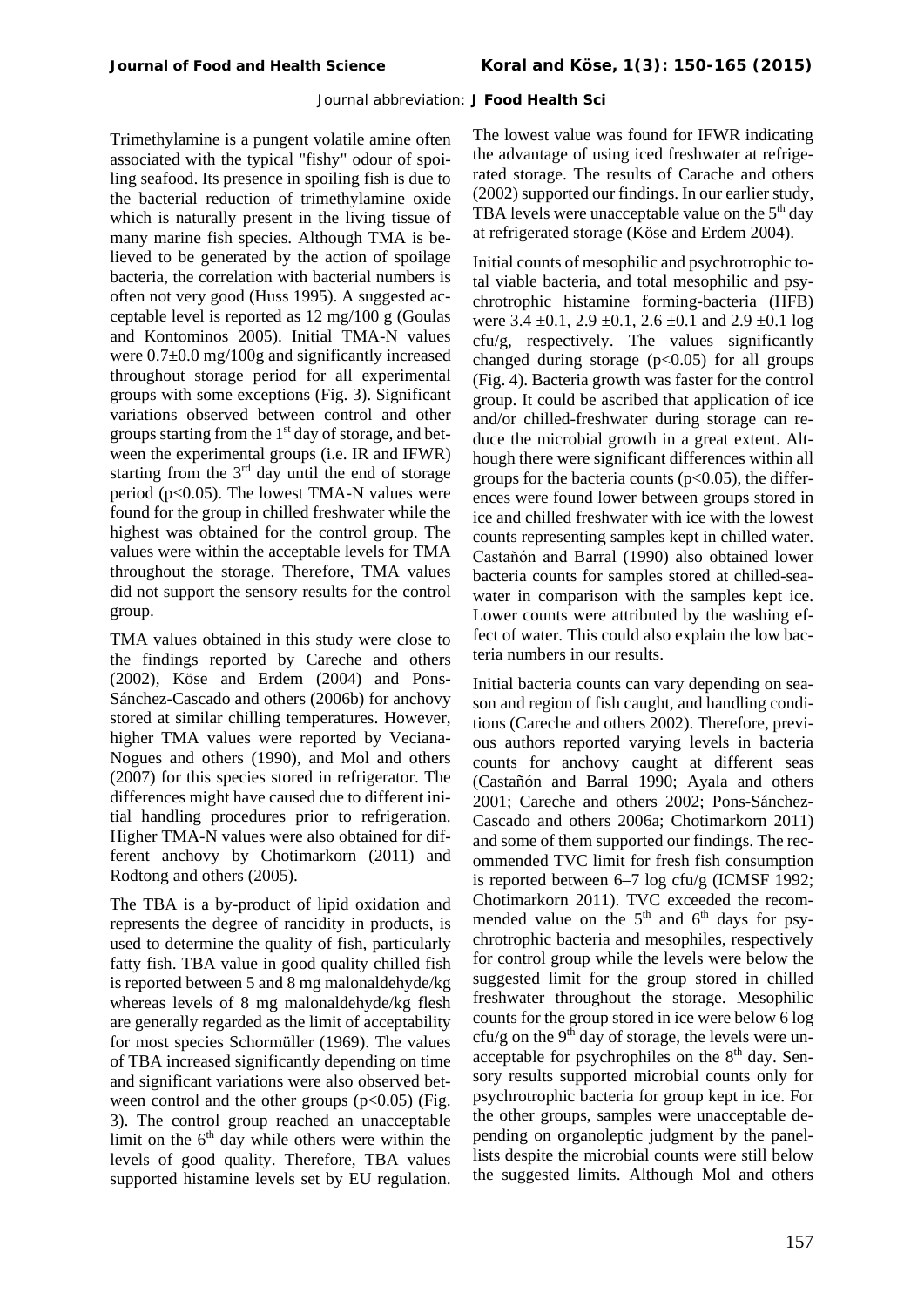Trimethylamine is a pungent volatile amine often associated with the typical "fishy" odour of spoiling seafood. Its presence in spoiling fish is due to the bacterial reduction of trimethylamine oxide which is naturally present in the living tissue of many marine fish species. Although TMA is believed to be generated by the action of spoilage bacteria, the correlation with bacterial numbers is often not very good (Huss 1995). A suggested acceptable level is reported as 12 mg/100 g (Goulas and Kontominos 2005). Initial TMA-N values were 0.7±0.0 mg/100g and significantly increased throughout storage period for all experimental groups with some exceptions (Fig. 3). Significant variations observed between control and other groups starting from the 1st day of storage, and between the experimental groups (i.e. IR and IFWR) starting from the 3rd day until the end of storage period ($p<0.05$). The lowest TMA-N values were found for the group in chilled freshwater while the highest was obtained for the control group. The values were within the acceptable levels for TMA throughout the storage. Therefore, TMA values did not support the sensory results for the control group.

TMA values obtained in this study were close to the findings reported by Careche and others (2002), Köse and Erdem (2004) and Pons-Sánchez-Cascado and others (2006b) for anchovy stored at similar chilling temperatures. However, higher TMA values were reported by Veciana-Nogues and others (1990), and Mol and others (2007) for this species stored in refrigerator. The differences might have caused due to different initial handling procedures prior to refrigeration. Higher TMA-N values were also obtained for different anchovy by Chotimarkorn (2011) and Rodtong and others (2005).

The TBA is a by-product of lipid oxidation and represents the degree of rancidity in products, is used to determine the quality of fish, particularly fatty fish. TBA value in good quality chilled fish is reported between 5 and 8 mg malonaldehyde/kg whereas levels of 8 mg malonaldehyde/kg flesh are generally regarded as the limit of acceptability for most species Schormüller (1969). The values of TBA increased significantly depending on time and significant variations were also observed between control and the other groups ($p<0.05$) (Fig. 3). The control group reached an unacceptable limit on the 6th day while others were within the levels of good quality. Therefore, TBA values supported histamine levels set by EU regulation. The lowest value was found for IFWR indicating the advantage of using iced freshwater at refrigerated storage. The results of Carache and others (2002) supported our findings. In our earlier study, TBA levels were unacceptable value on the 5th day at refrigerated storage (Köse and Erdem 2004).

Initial counts of mesophilic and psychrotrophic total viable bacteria, and total mesophilic and psychrotrophic histamine forming-bacteria (HFB) were 3.4 ±0.1, 2.9 ±0.1, 2.6 ±0.1 and 2.9 ±0.1 log cfu/g, respectively. The values significantly changed during storage ($p<0.05$) for all groups (Fig. 4). Bacteria growth was faster for the control group. It could be ascribed that application of ice and/or chilled-freshwater during storage can reduce the microbial growth in a great extent. Although there were significant differences within all groups for the bacteria counts ($p<0.05$), the differences were found lower between groups stored in ice and chilled freshwater with ice with the lowest counts representing samples kept in chilled water. Castaňón and Barral (1990) also obtained lower bacteria counts for samples stored at chilled-seawater in comparison with the samples kept ice. Lower counts were attributed by the washing effect of water. This could also explain the low bacteria numbers in our results.

Initial bacteria counts can vary depending on season and region of fish caught, and handling conditions (Careche and others 2002). Therefore, previous authors reported varying levels in bacteria counts for anchovy caught at different seas (Castañón and Barral 1990; Ayala and others 2001; Careche and others 2002; Pons-Sánchez-Cascado and others 2006a; Chotimarkorn 2011) and some of them supported our findings. The recommended TVC limit for fresh fish consumption is reported between 6–7 log cfu/g (ICMSF 1992; Chotimarkorn 2011). TVC exceeded the recommended value on the 5th and 6th days for psychrotrophic bacteria and mesophiles, respectively for control group while the levels were below the suggested limit for the group stored in chilled freshwater throughout the storage. Mesophilic counts for the group stored in ice were below 6 log cfu/g on the 9th day of storage, the levels were unacceptable for psychrophiles on the 8th day. Sensory results supported microbial counts only for psychrotrophic bacteria for group kept in ice. For the other groups, samples were unacceptable depending on organoleptic judgment by the panellists despite the microbial counts were still below the suggested limits. Although Mol and others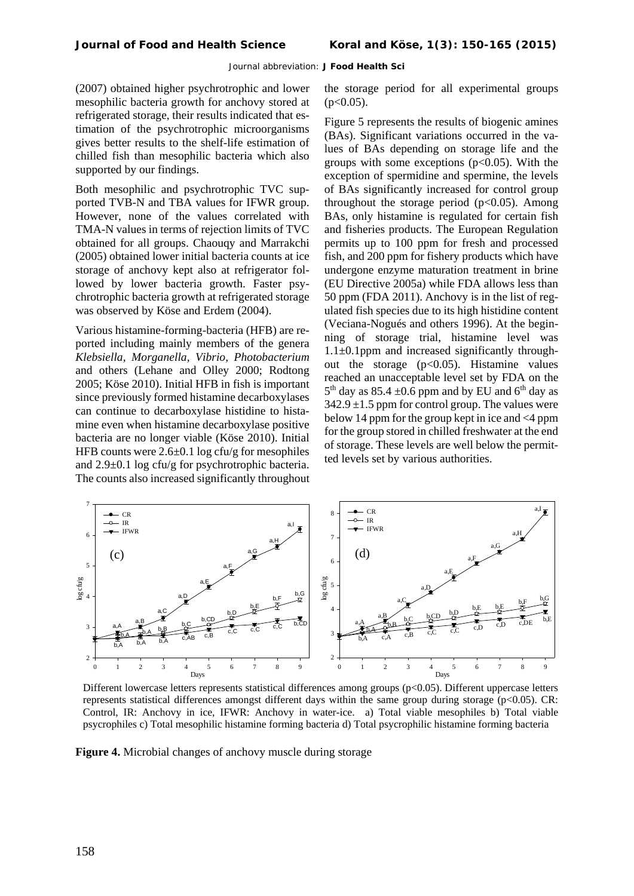(2007) obtained higher psychrotrophic and lower mesophilic bacteria growth for anchovy stored at refrigerated storage, their results indicated that estimation of the psychrotrophic microorganisms gives better results to the shelf-life estimation of chilled fish than mesophilic bacteria which also supported by our findings.

Both mesophilic and psychrotrophic TVC supported TVB-N and TBA values for IFWR group. However, none of the values correlated with TMA-N values in terms of rejection limits of TVC obtained for all groups. Chaouqy and Marrakchi (2005) obtained lower initial bacteria counts at ice storage of anchovy kept also at refrigerator followed by lower bacteria growth. Faster psychrotrophic bacteria growth at refrigerated storage was observed by Köse and Erdem (2004).

Various histamine-forming-bacteria (HFB) are reported including mainly members of the genera *Klebsiella*, *Morganella*, *Vibrio*, *Photobacterium* and others (Lehane and Olley 2000; Rodtong 2005; Köse 2010). Initial HFB in fish is important since previously formed histamine decarboxylases can continue to decarboxylase histidine to histamine even when histamine decarboxylase positive bacteria are no longer viable (Köse 2010). Initial HFB counts were 2.6±0.1 log cfu/g for mesophiles and 2.9±0.1 log cfu/g for psychrotrophic bacteria. The counts also increased significantly throughout the storage period for all experimental groups ($p<0.05$).

Figure 5 represents the results of biogenic amines (BAs). Significant variations occurred in the values of BAs depending on storage life and the groups with some exceptions ($p<0.05$). With the exception of spermidine and spermine, the levels of BAs significantly increased for control group throughout the storage period ($p<0.05$). Among BAs, only histamine is regulated for certain fish and fisheries products. The European Regulation permits up to 100 ppm for fresh and processed fish, and 200 ppm for fishery products which have undergone enzyme maturation treatment in brine (EU Directive 2005a) while FDA allows less than 50 ppm (FDA 2011). Anchovy is in the list of regulated fish species due to its high histidine content (Veciana-Nogués and others 1996). At the beginning of storage trial, histamine level was 1.1±0.1ppm and increased significantly throughout the storage ($p<0.05$). Histamine values reached an unacceptable level set by FDA on the $5^{th}$ day as 85.4 ±0.6 ppm and by EU and $6^{th}$ day as 342.9 ±1.5 ppm for control group. The values were below 14 ppm for the group kept in ice and <4 ppm for the group stored in chilled freshwater at the end of storage. These levels are well below the permitted levels set by various authorities.

Different lowercase letters represents statistical differences among groups ($p<0.05$). Different uppercase letters represents statistical differences amongst different days within the same group during storage ($p<0.05$). CR: Control, IR: Anchovy in ice, IFWR: Anchovy in water-ice. a) Total viable mesophiles b) Total viable psycrophiles c) Total mesophilic histamine forming bacteria d) Total psycrophilic histamine forming bacteria

**Figure 4.** Microbial changes of anchovy muscle during storage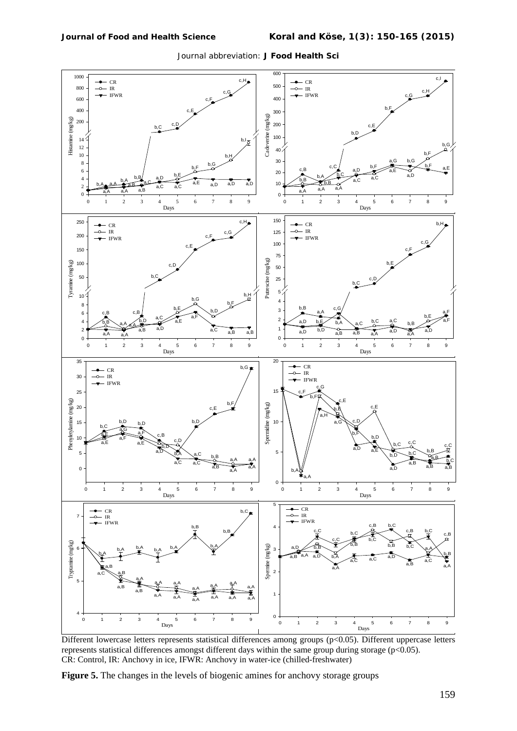Different lowercase letters represents statistical differences among groups ($p<0.05$). Different uppercase letters represents statistical differences amongst different days within the same group during storage ($p<0.05$).
CR: Control, IR: Anchovy in ice, IFWR: Anchovy in water-ice (chilled-freshwater)

**Figure 5.** The changes in the levels of biogenic amines for anchovy storage groups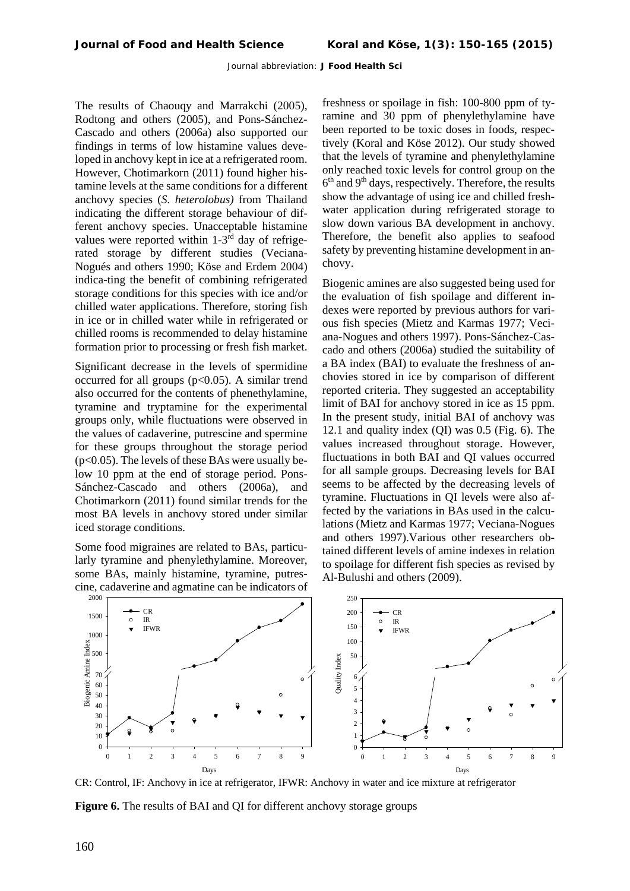The results of Chaouqy and Marrakchi (2005), Rodtong and others (2005), and Pons-Sánchez-Cascado and others (2006a) also supported our findings in terms of low histamine values developed in anchovy kept in ice at a refrigerated room. However, Chotimarkorn (2011) found higher histamine levels at the same conditions for a different anchovy species (*S. heterolobus)* from Thailand indicating the different storage behaviour of different anchovy species. Unacceptable histamine values were reported within 1-3[rd] day of refrigerated storage by different studies (Veciana-Nogués and others 1990; Köse and Erdem 2004) indica-ting the benefit of combining refrigerated storage conditions for this species with ice and/or chilled water applications. Therefore, storing fish in ice or in chilled water while in refrigerated or chilled rooms is recommended to delay histamine formation prior to processing or fresh fish market.

Significant decrease in the levels of spermidine occurred for all groups ($p<0.05$). A similar trend also occurred for the contents of phenethylamine, tyramine and tryptamine for the experimental groups only, while fluctuations were observed in the values of cadaverine, putrescine and spermine for these groups throughout the storage period ($p<0.05$). The levels of these BAs were usually below 10 ppm at the end of storage period. Pons-Sánchez-Cascado and others (2006a), and Chotimarkorn (2011) found similar trends for the most BA levels in anchovy stored under similar iced storage conditions.

Some food migraines are related to BAs, particularly tyramine and phenylethylamine. Moreover, some BAs, mainly histamine, tyramine, putrescine, cadaverine and agmatine can be indicators of freshness or spoilage in fish: 100-800 ppm of tyramine and 30 ppm of phenylethylamine have been reported to be toxic doses in foods, respectively (Koral and Köse 2012). Our study showed that the levels of tyramine and phenylethylamine only reached toxic levels for control group on the 6[th] and 9[th] days, respectively. Therefore, the results show the advantage of using ice and chilled freshwater application during refrigerated storage to slow down various BA development in anchovy. Therefore, the benefit also applies to seafood safety by preventing histamine development in anchovy.

Biogenic amines are also suggested being used for the evaluation of fish spoilage and different indexes were reported by previous authors for various fish species (Mietz and Karmas 1977; Veciana-Nogues and others 1997). Pons-Sánchez-Cascado and others (2006a) studied the suitability of a BA index (BAI) to evaluate the freshness of anchovies stored in ice by comparison of different reported criteria. They suggested an acceptability limit of BAI for anchovy stored in ice as 15 ppm. In the present study, initial BAI of anchovy was 12.1 and quality index (QI) was 0.5 (Fig. 6). The values increased throughout storage. However, fluctuations in both BAI and QI values occurred for all sample groups. Decreasing levels for BAI seems to be affected by the decreasing levels of tyramine. Fluctuations in QI levels were also affected by the variations in BAs used in the calculations (Mietz and Karmas 1977; Veciana-Nogues and others 1997).Various other researchers obtained different levels of amine indexes in relation to spoilage for different fish species as revised by Al-Bulushi and others (2009).

CR: Control, IF: Anchovy in ice at refrigerator, IFWR: Anchovy in water and ice mixture at refrigerator

**Figure 6.** The results of BAI and QI for different anchovy storage groups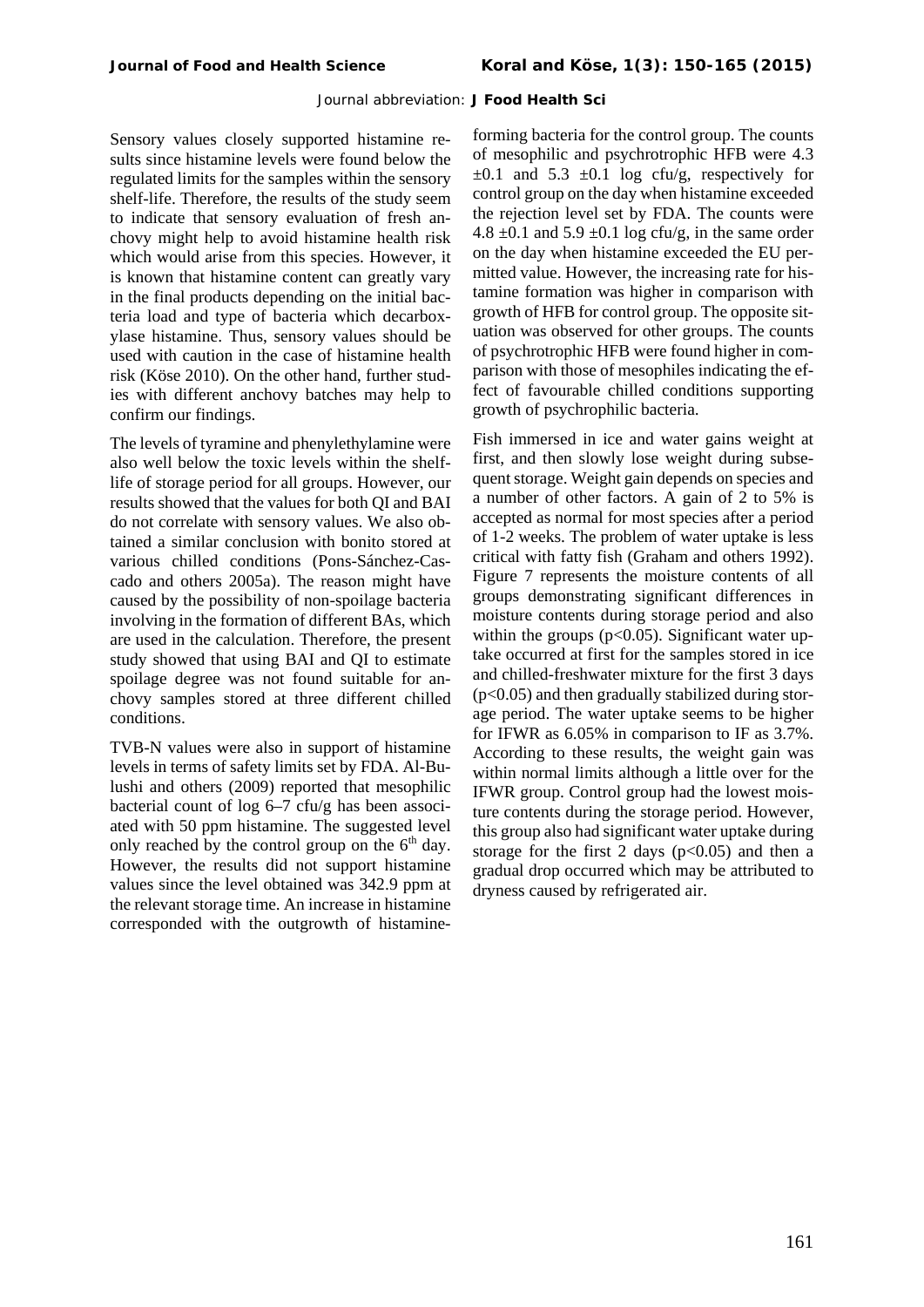Sensory values closely supported histamine results since histamine levels were found below the regulated limits for the samples within the sensory shelf-life. Therefore, the results of the study seem to indicate that sensory evaluation of fresh anchovy might help to avoid histamine health risk which would arise from this species. However, it is known that histamine content can greatly vary in the final products depending on the initial bacteria load and type of bacteria which decarboxylase histamine. Thus, sensory values should be used with caution in the case of histamine health risk (Köse 2010). On the other hand, further studies with different anchovy batches may help to confirm our findings.

The levels of tyramine and phenylethylamine were also well below the toxic levels within the shelf-life of storage period for all groups. However, our results showed that the values for both QI and BAI do not correlate with sensory values. We also obtained a similar conclusion with bonito stored at various chilled conditions (Pons-Sánchez-Cascado and others 2005a). The reason might have caused by the possibility of non-spoilage bacteria involving in the formation of different BAs, which are used in the calculation. Therefore, the present study showed that using BAI and QI to estimate spoilage degree was not found suitable for anchovy samples stored at three different chilled conditions.

TVB-N values were also in support of histamine levels in terms of safety limits set by FDA. Al-Bulushi and others (2009) reported that mesophilic bacterial count of log 6–7 cfu/g has been associated with 50 ppm histamine. The suggested level only reached by the control group on the $6^{th}$ day. However, the results did not support histamine values since the level obtained was 342.9 ppm at the relevant storage time. An increase in histamine corresponded with the outgrowth of histamine-forming bacteria for the control group. The counts of mesophilic and psychrotrophic HFB were 4.3 ±0.1 and 5.3 ±0.1 log cfu/g, respectively for control group on the day when histamine exceeded the rejection level set by FDA. The counts were 4.8 ±0.1 and 5.9 ±0.1 log cfu/g, in the same order on the day when histamine exceeded the EU permitted value. However, the increasing rate for histamine formation was higher in comparison with growth of HFB for control group. The opposite situation was observed for other groups. The counts of psychrotrophic HFB were found higher in comparison with those of mesophiles indicating the effect of favourable chilled conditions supporting growth of psychrophilic bacteria.

Fish immersed in ice and water gains weight at first, and then slowly lose weight during subsequent storage. Weight gain depends on species and a number of other factors. A gain of 2 to 5% is accepted as normal for most species after a period of 1-2 weeks. The problem of water uptake is less critical with fatty fish (Graham and others 1992). Figure 7 represents the moisture contents of all groups demonstrating significant differences in moisture contents during storage period and also within the groups ($p<0.05$). Significant water uptake occurred at first for the samples stored in ice and chilled-freshwater mixture for the first 3 days ($p<0.05$) and then gradually stabilized during storage period. The water uptake seems to be higher for IFWR as 6.05% in comparison to IF as 3.7%. According to these results, the weight gain was within normal limits although a little over for the IFWR group. Control group had the lowest moisture contents during the storage period. However, this group also had significant water uptake during storage for the first 2 days ($p<0.05$) and then a gradual drop occurred which may be attributed to dryness caused by refrigerated air.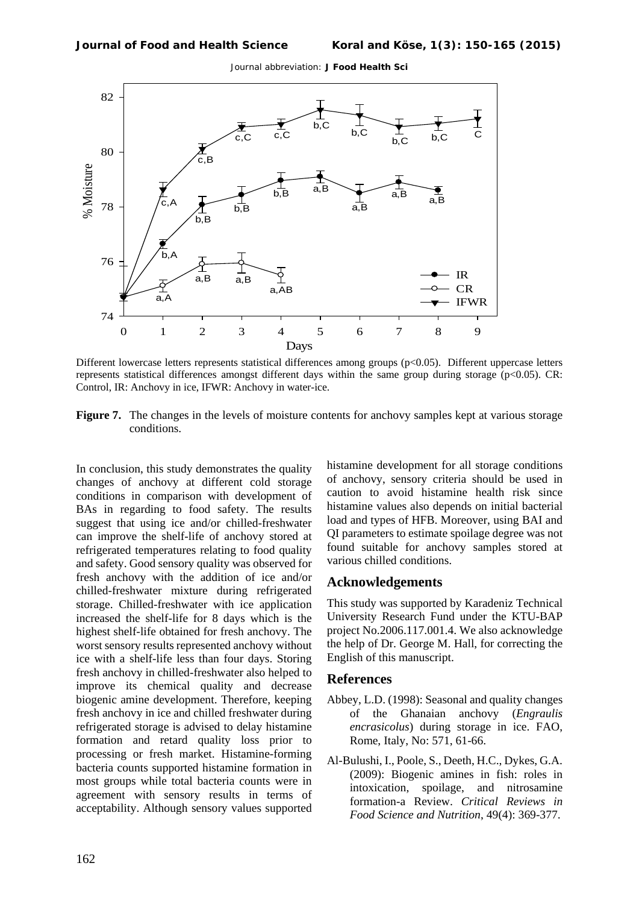Different lowercase letters represents statistical differences among groups ($p<0.05$). Different uppercase letters represents statistical differences amongst different days within the same group during storage ($p<0.05$). CR: Control, IR: Anchovy in ice, IFWR: Anchovy in water-ice.

**Figure 7.** The changes in the levels of moisture contents for anchovy samples kept at various storage conditions.

In conclusion, this study demonstrates the quality changes of anchovy at different cold storage conditions in comparison with development of BAs in regarding to food safety. The results suggest that using ice and/or chilled-freshwater can improve the shelf-life of anchovy stored at refrigerated temperatures relating to food quality and safety. Good sensory quality was observed for fresh anchovy with the addition of ice and/or chilled-freshwater mixture during refrigerated storage. Chilled-freshwater with ice application increased the shelf-life for 8 days which is the highest shelf-life obtained for fresh anchovy. The worst sensory results represented anchovy without ice with a shelf-life less than four days. Storing fresh anchovy in chilled-freshwater also helped to improve its chemical quality and decrease biogenic amine development. Therefore, keeping fresh anchovy in ice and chilled freshwater during refrigerated storage is advised to delay histamine formation and retard quality loss prior to processing or fresh market. Histamine-forming bacteria counts supported histamine formation in most groups while total bacteria counts were in agreement with sensory results in terms of acceptability. Although sensory values supported histamine development for all storage conditions of anchovy, sensory criteria should be used in caution to avoid histamine health risk since histamine values also depends on initial bacterial load and types of HFB. Moreover, using BAI and QI parameters to estimate spoilage degree was not found suitable for anchovy samples stored at various chilled conditions.

## Acknowledgements

This study was supported by Karadeniz Technical University Research Fund under the KTU-BAP project No.2006.117.001.4. We also acknowledge the help of Dr. George M. Hall, for correcting the English of this manuscript.

## References

Abbey, L.D. (1998): Seasonal and quality changes of the Ghanaian anchovy (*Engraulis encrasicolus*) during storage in ice. FAO, Rome, Italy, No: 571, 61-66.

Al-Bulushi, I., Poole, S., Deeth, H.C., Dykes, G.A. (2009): Biogenic amines in fish: roles in intoxication, spoilage, and nitrosamine formation-a Review. *Critical Reviews in Food Science and Nutrition*, 49(4): 369-377.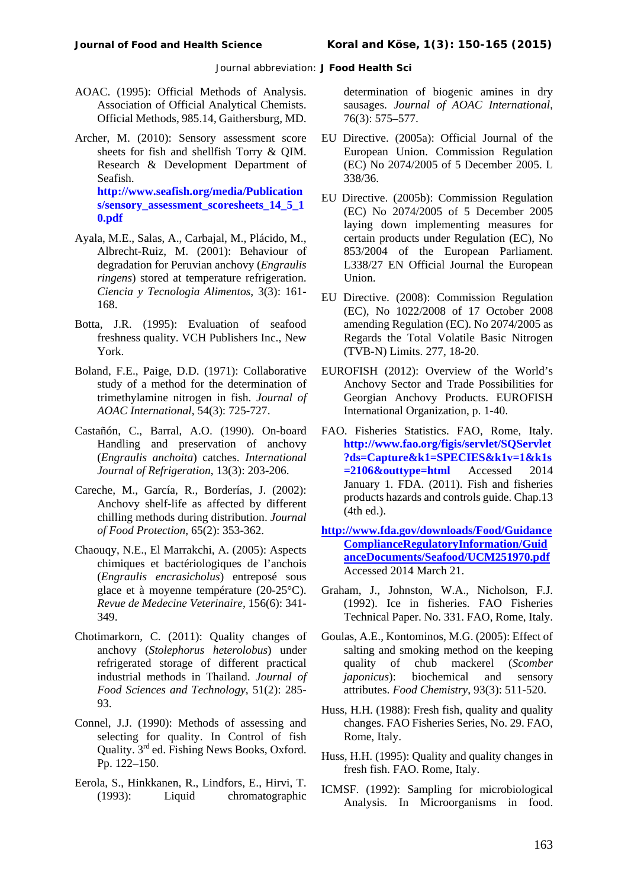AOAC. (1995): Official Methods of Analysis. Association of Official Analytical Chemists. Official Methods, 985.14, Gaithersburg, MD.

Archer, M. (2010): Sensory assessment score sheets for fish and shellfish Torry & QIM. Research & Development Department of Seafish. **http://www.seafish.org/media/Publications/sensory_assessment_scoresheets_14_5_10.pdf**

Ayala, M.E., Salas, A., Carbajal, M., Plácido, M., Albrecht-Ruiz, M. (2001): Behaviour of degradation for Peruvian anchovy (*Engraulis ringens*) stored at temperature refrigeration. *Ciencia y Tecnologia Alimentos*, 3(3): 161-168.

Botta, J.R. (1995): Evaluation of seafood freshness quality. VCH Publishers Inc., New York.

Boland, F.E., Paige, D.D. (1971): Collaborative study of a method for the determination of trimethylamine nitrogen in fish. *Journal of AOAC International*, 54(3): 725-727.

Castañón, C., Barral, A.O. (1990). On-board Handling and preservation of anchovy (*Engraulis anchoita*) catches. *International Journal of Refrigeration*, 13(3): 203-206.

Careche, M., García, R., Borderías, J. (2002): Anchovy shelf-life as affected by different chilling methods during distribution. *Journal of Food Protection*, 65(2): 353-362.

Chaouqy, N.E., El Marrakchi, A. (2005): Aspects chimiques et bactériologiques de l'anchois (*Engraulis encrasicholus*) entreposé sous glace et à moyenne température (20-25°C). *Revue de Medecine Veterinaire*, 156(6): 341-349.

Chotimarkorn, C. (2011): Quality changes of anchovy (*Stolephorus heterolobus*) under refrigerated storage of different practical industrial methods in Thailand. *Journal of Food Sciences and Technology*, 51(2): 285-93.

Connel, J.J. (1990): Methods of assessing and selecting for quality. In Control of fish Quality. 3rd ed. Fishing News Books, Oxford. Pp. 122–150.

Eerola, S., Hinkkanen, R., Lindfors, E., Hirvi, T. (1993): Liquid chromatographic determination of biogenic amines in dry sausages. *Journal of AOAC International*, 76(3): 575–577.

EU Directive. (2005a): Official Journal of the European Union. Commission Regulation (EC) No 2074/2005 of 5 December 2005. L 338/36.

EU Directive. (2005b): Commission Regulation (EC) No 2074/2005 of 5 December 2005 laying down implementing measures for certain products under Regulation (EC), No 853/2004 of the European Parliament. L338/27 EN Official Journal the European Union.

EU Directive. (2008): Commission Regulation (EC), No 1022/2008 of 17 October 2008 amending Regulation (EC). No 2074/2005 as Regards the Total Volatile Basic Nitrogen (TVB-N) Limits. 277, 18-20.

EUROFISH (2012): Overview of the World's Anchovy Sector and Trade Possibilities for Georgian Anchovy Products. EUROFISH International Organization, p. 1-40.

FAO. Fisheries Statistics. FAO, Rome, Italy. **http://www.fao.org/figis/servlet/SQServlet?ds=Capture&k1=SPECIES&k1v=1&k1s=2106&outtype=html** Accessed 2014 January 1. FDA. (2011). Fish and fisheries products hazards and controls guide. Chap.13 (4th ed.).

**http://www.fda.gov/downloads/Food/GuidanceComplianceRegulatoryInformation/GuidanceDocuments/Seafood/UCM251970.pdf** Accessed 2014 March 21.

Graham, J., Johnston, W.A., Nicholson, F.J. (1992). Ice in fisheries. FAO Fisheries Technical Paper. No. 331. FAO, Rome, Italy.

Goulas, A.E., Kontominos, M.G. (2005): Effect of salting and smoking method on the keeping quality of chub mackerel (*Scomber japonicus*): biochemical and sensory attributes. *Food Chemistry*, 93(3): 511-520.

Huss, H.H. (1988): Fresh fish, quality and quality changes. FAO Fisheries Series, No. 29. FAO, Rome, Italy.

Huss, H.H. (1995): Quality and quality changes in fresh fish. FAO. Rome, Italy.

ICMSF. (1992): Sampling for microbiological Analysis. In Microorganisms in food.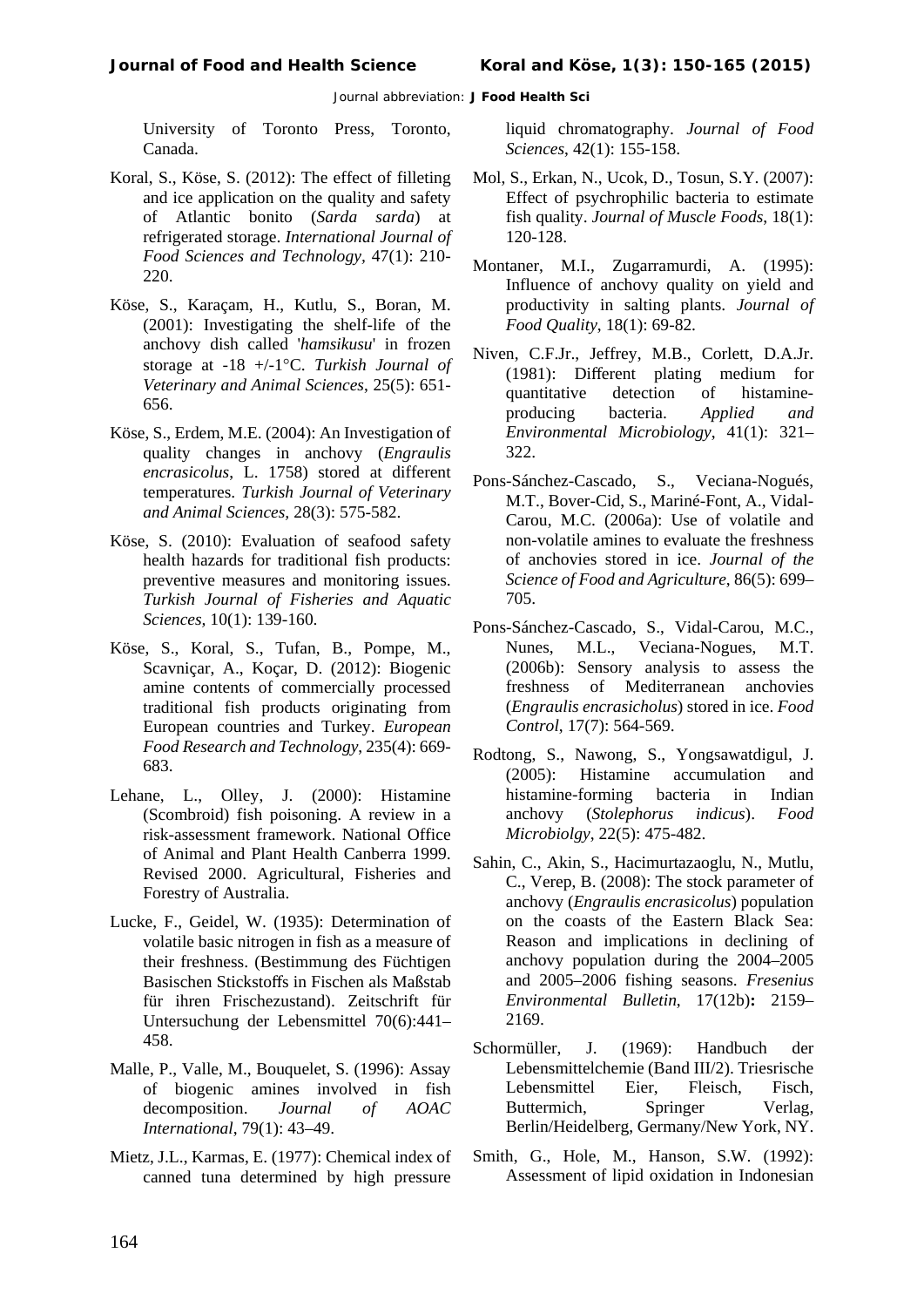University of Toronto Press, Toronto, Canada.

Koral, S., Köse, S. (2012): The effect of filleting and ice application on the quality and safety of Atlantic bonito (*Sarda sarda*) at refrigerated storage. *International Journal of Food Sciences and Technology*, 47(1): 210-220.

Köse, S., Karaçam, H., Kutlu, S., Boran, M. (2001): Investigating the shelf-life of the anchovy dish called '*hamsikusu*' in frozen storage at -18 +/-1°C. *Turkish Journal of Veterinary and Animal Sciences*, 25(5): 651-656.

Köse, S., Erdem, M.E. (2004): An Investigation of quality changes in anchovy (*Engraulis encrasicolus*, L. 1758) stored at different temperatures. *Turkish Journal of Veterinary and Animal Sciences*, 28(3): 575-582.

Köse, S. (2010): Evaluation of seafood safety health hazards for traditional fish products: preventive measures and monitoring issues. *Turkish Journal of Fisheries and Aquatic Sciences*, 10(1): 139-160.

Köse, S., Koral, S., Tufan, B., Pompe, M., Scavniçar, A., Koçar, D. (2012): Biogenic amine contents of commercially processed traditional fish products originating from European countries and Turkey. *European Food Research and Technology*, 235(4): 669-683.

Lehane, L., Olley, J. (2000): Histamine (Scombroid) fish poisoning. A review in a risk-assessment framework. National Office of Animal and Plant Health Canberra 1999. Revised 2000. Agricultural, Fisheries and Forestry of Australia.

Lucke, F., Geidel, W. (1935): Determination of volatile basic nitrogen in fish as a measure of their freshness. (Bestimmung des Füchtigen Basischen Stickstoffs in Fischen als Maßstab für ihren Frischezustand). Zeitschrift für Untersuchung der Lebensmittel 70(6):441–458.

Malle, P., Valle, M., Bouquelet, S. (1996): Assay of biogenic amines involved in fish decomposition. *Journal of AOAC International*, 79(1): 43–49.

Mietz, J.L., Karmas, E. (1977): Chemical index of canned tuna determined by high pressure liquid chromatography. *Journal of Food Sciences*, 42(1): 155-158.

Mol, S., Erkan, N., Ucok, D., Tosun, S.Y. (2007): Effect of psychrophilic bacteria to estimate fish quality. *Journal of Muscle Foods*, 18(1): 120-128.

Montaner, M.I., Zugarramurdi, A. (1995): Influence of anchovy quality on yield and productivity in salting plants. *Journal of Food Quality*, 18(1): 69-82.

Niven, C.F.Jr., Jeffrey, M.B., Corlett, D.A.Jr. (1981): Different plating medium for quantitative detection of histamine-producing bacteria. *Applied and Environmental Microbiology*, 41(1): 321–322.

Pons-Sánchez-Cascado, S., Veciana-Nogués, M.T., Bover-Cid, S., Mariné-Font, A., Vidal-Carou, M.C. (2006a): Use of volatile and non-volatile amines to evaluate the freshness of anchovies stored in ice. *Journal of the Science of Food and Agriculture*, 86(5): 699–705.

Pons-Sánchez-Cascado, S., Vidal-Carou, M.C., Nunes, M.L., Veciana-Nogues, M.T. (2006b): Sensory analysis to assess the freshness of Mediterranean anchovies (*Engraulis encrasicholus*) stored in ice. *Food Control*, 17(7): 564-569.

Rodtong, S., Nawong, S., Yongsawatdigul, J. (2005): Histamine accumulation and histamine-forming bacteria in Indian anchovy (*Stolephorus indicus*). *Food Microbiolgy*, 22(5): 475-482.

Sahin, C., Akin, S., Hacimurtazaoglu, N., Mutlu, C., Verep, B. (2008): The stock parameter of anchovy (*Engraulis encrasicolus*) population on the coasts of the Eastern Black Sea: Reason and implications in declining of anchovy population during the 2004–2005 and 2005–2006 fishing seasons. *Fresenius Environmental Bulletin*, 17(12b)**:** 2159–2169.

Schormüller, J. (1969): Handbuch der Lebensmittelchemie (Band III/2). Triesrische Lebensmittel Eier, Fleisch, Fisch, Buttermich, Springer Verlag, Berlin/Heidelberg, Germany/New York, NY.

Smith, G., Hole, M., Hanson, S.W. (1992): Assessment of lipid oxidation in Indonesian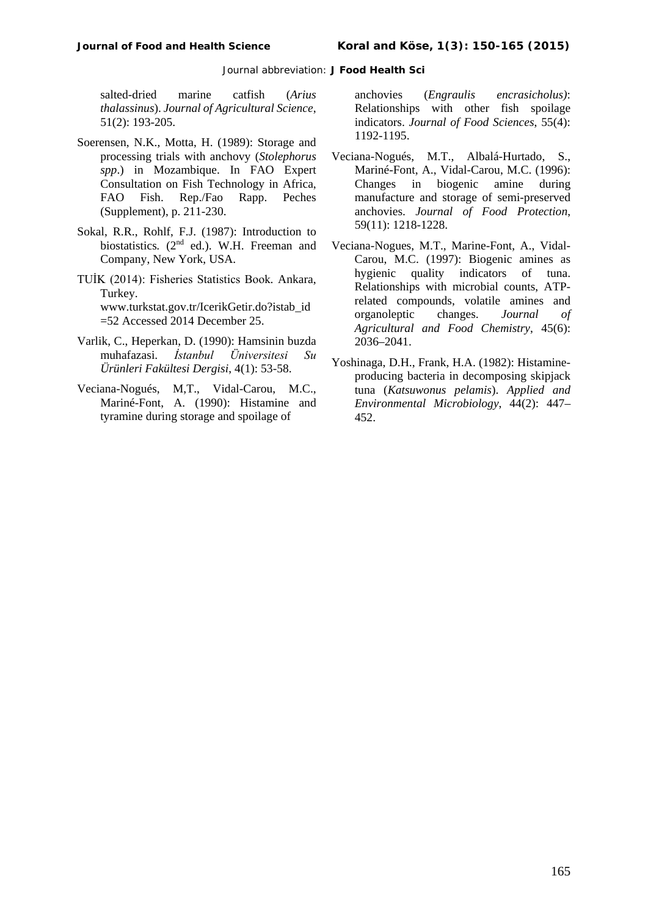salted-dried marine catfish (*Arius thalassinus*). *Journal of Agricultural Science*, 51(2): 193-205.

Soerensen, N.K., Motta, H. (1989): Storage and processing trials with anchovy (*Stolephorus spp*.) in Mozambique. In FAO Expert Consultation on Fish Technology in Africa, FAO Fish. Rep./Fao Rapp. Peches (Supplement), p. 211-230.

Sokal, R.R., Rohlf, F.J. (1987): Introduction to biostatistics. (2nd ed.). W.H. Freeman and Company, New York, USA.

TUİK (2014): Fisheries Statistics Book. Ankara, Turkey. www.turkstat.gov.tr/IcerikGetir.do?istab_id=52 Accessed 2014 December 25.

Varlik, C., Heperkan, D. (1990): Hamsinin buzda muhafazasi. *İstanbul Üniversitesi Su Ürünleri Fakültesi Dergisi*, 4(1): 53-58.

Veciana-Nogués, M,T., Vidal-Carou, M.C., Mariné-Font, A. (1990): Histamine and tyramine during storage and spoilage of anchovies (*Engraulis encrasicholus)*: Relationships with other fish spoilage indicators. *Journal of Food Sciences*, 55(4): 1192-1195.

Veciana-Nogués, M.T., Albalá-Hurtado, S., Mariné-Font, A., Vidal-Carou, M.C. (1996): Changes in biogenic amine during manufacture and storage of semi-preserved anchovies. *Journal of Food Protection*, 59(11): 1218-1228.

Veciana-Nogues, M.T., Marine-Font, A., Vidal-Carou, M.C. (1997): Biogenic amines as hygienic quality indicators of tuna. Relationships with microbial counts, ATP-related compounds, volatile amines and organoleptic changes. *Journal of Agricultural and Food Chemistry*, 45(6): 2036–2041.

Yoshinaga, D.H., Frank, H.A. (1982): Histamine-producing bacteria in decomposing skipjack tuna (*Katsuwonus pelamis*). *Applied and Environmental Microbiology*, 44(2): 447–452.